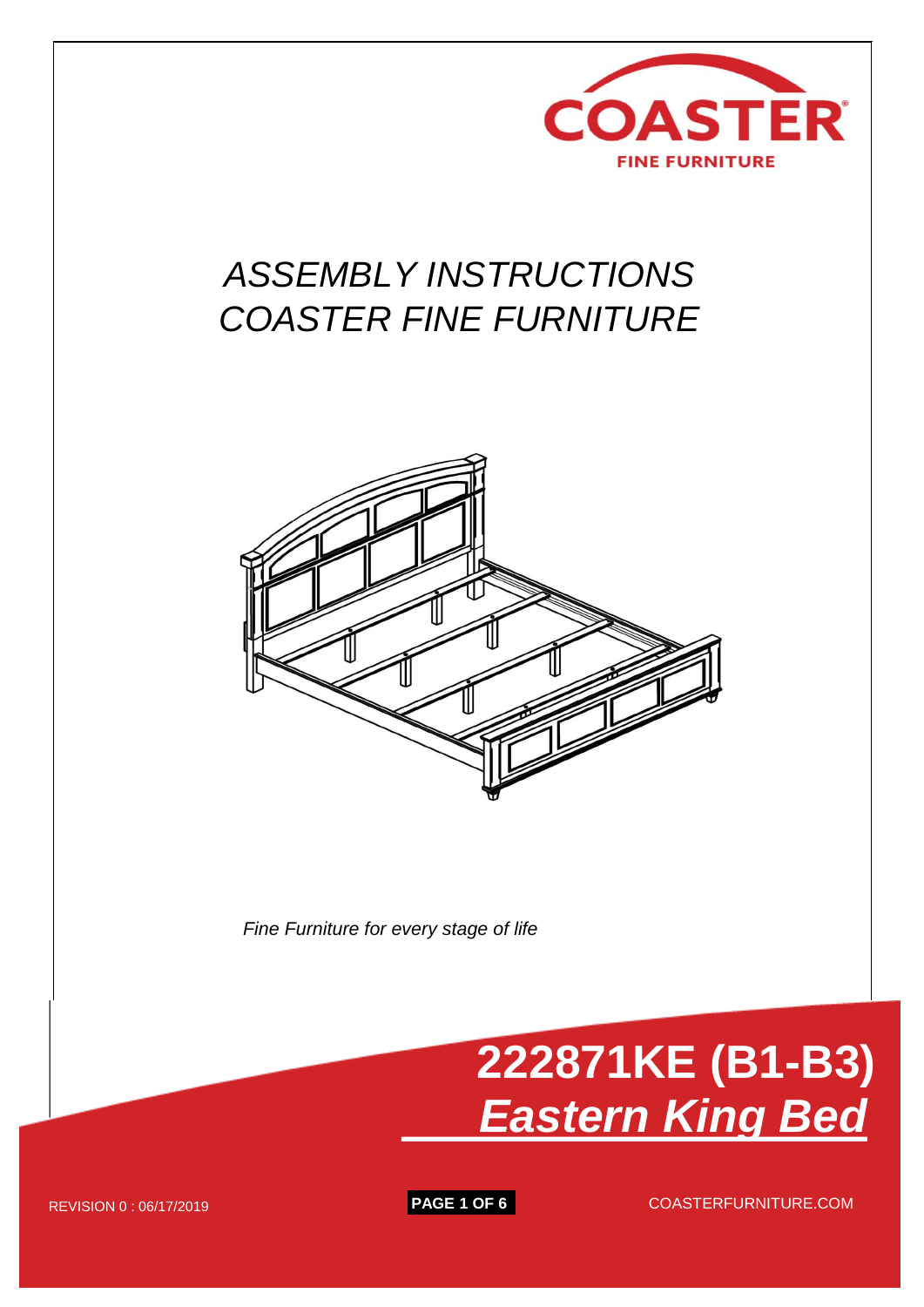COASTER

FINE FURNITURE

# ASSEMBLY INSTRUCTIONS
# COASTER FINE FURNITURE

*Fine Furniture for every stage of life*

# 222871KE (B1-B3)
## *Eastern King Bed*

REVISION 0 : 06/17/2019

COASTERFURNITURE.COM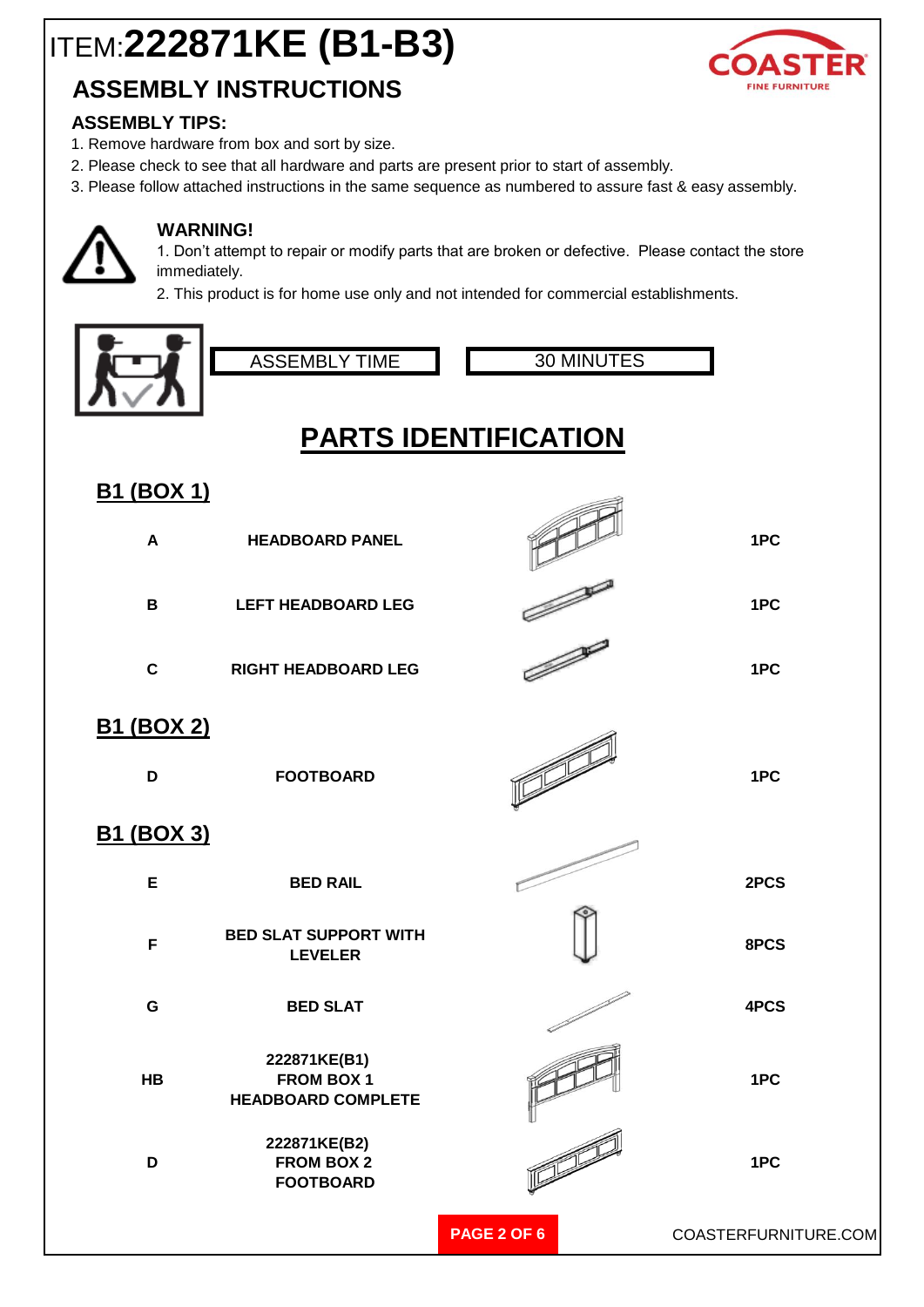# ITEM:**222871KE (B1-B3)**

## ASSEMBLY INSTRUCTIONS

COASTER
FINE FURNITURE

### ASSEMBLY TIPS:

1. Remove hardware from box and sort by size.
2. Please check to see that all hardware and parts are present prior to start of assembly.
3. Please follow attached instructions in the same sequence as numbered to assure fast & easy assembly.

### WARNING!

1. Don't attempt to repair or modify parts that are broken or defective. Please contact the store immediately.
2. This product is for home use only and not intended for commercial establishments.

| ASSEMBLY TIME | 30 MINUTES |
|---|---|

## PARTS IDENTIFICATION

### B1 (BOX 1)

| | | |
|---|---|---|
| A | HEADBOARD PANEL | 1PC |
| B | LEFT HEADBOARD LEG | 1PC |
| C | RIGHT HEADBOARD LEG | 1PC |

### B1 (BOX 2)

| | | |
|---|---|---|
| D | FOOTBOARD | 1PC |

### B1 (BOX 3)

| | | |
|---|---|---|
| E | BED RAIL | 2PCS |
| F | BED SLAT SUPPORT WITH LEVELER | 8PCS |
| G | BED SLAT | 4PCS |
| HB | 222871KE(B1) FROM BOX 1 HEADBOARD COMPLETE | 1PC |
| D | 222871KE(B2) FROM BOX 2 FOOTBOARD | 1PC |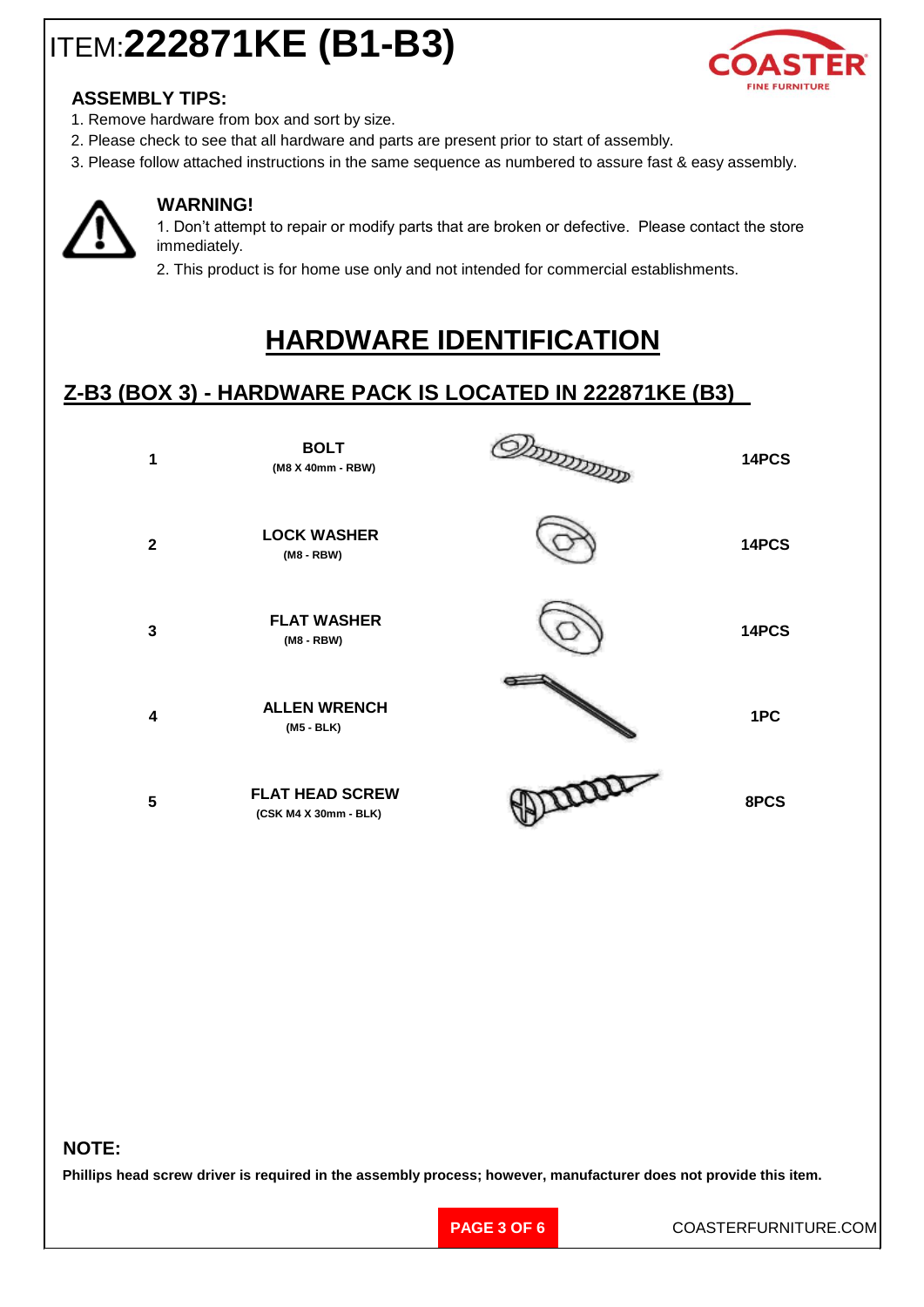# ITEM: **222871KE (B1-B3)**

### ASSEMBLY TIPS:

1. Remove hardware from box and sort by size.
2. Please check to see that all hardware and parts are present prior to start of assembly.
3. Please follow attached instructions in the same sequence as numbered to assure fast & easy assembly.

### WARNING!

1. Don't attempt to repair or modify parts that are broken or defective. Please contact the store immediately.
2. This product is for home use only and not intended for commercial establishments.

## HARDWARE IDENTIFICATION

### Z-B3 (BOX 3) - HARDWARE PACK IS LOCATED IN 222871KE (B3)

| No. | Item | Qty |
|---|---|---|
| 1 | **BOLT** (M8 X 40mm - RBW) | 14PCS |
| 2 | **LOCK WASHER** (M8 - RBW) | 14PCS |
| 3 | **FLAT WASHER** (M8 - RBW) | 14PCS |
| 4 | **ALLEN WRENCH** (M5 - BLK) | 1PC |
| 5 | **FLAT HEAD SCREW** (CSK M4 X 30mm - BLK) | 8PCS |

### NOTE:

**Phillips head screw driver is required in the assembly process; however, manufacturer does not provide this item.**

COASTERFURNITURE.COM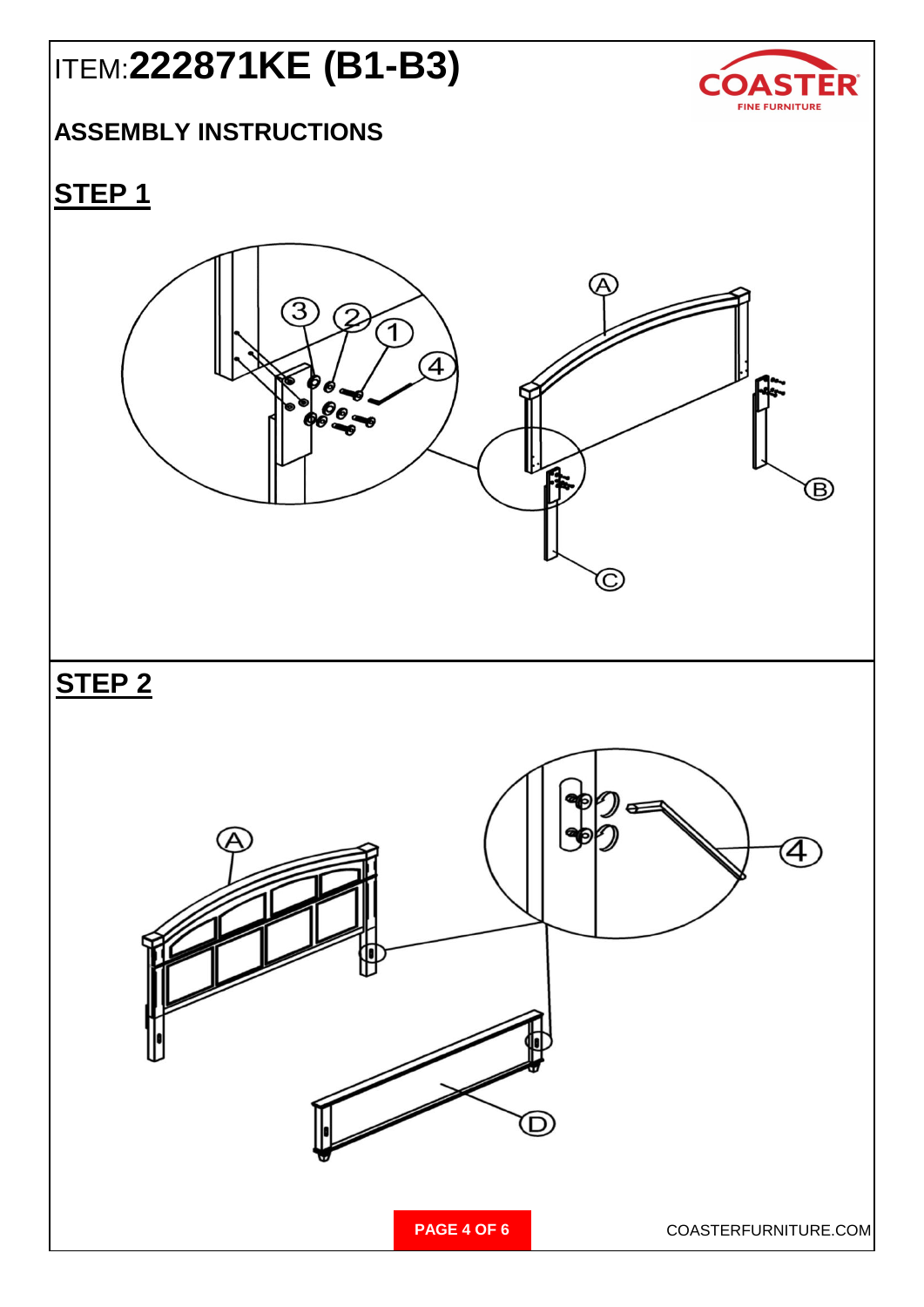# ITEM:222871KE (B1-B3)

COASTER FINE FURNITURE

## ASSEMBLY INSTRUCTIONS

## STEP 1

3 2 1 4

A

B

C

## STEP 2

A

4

D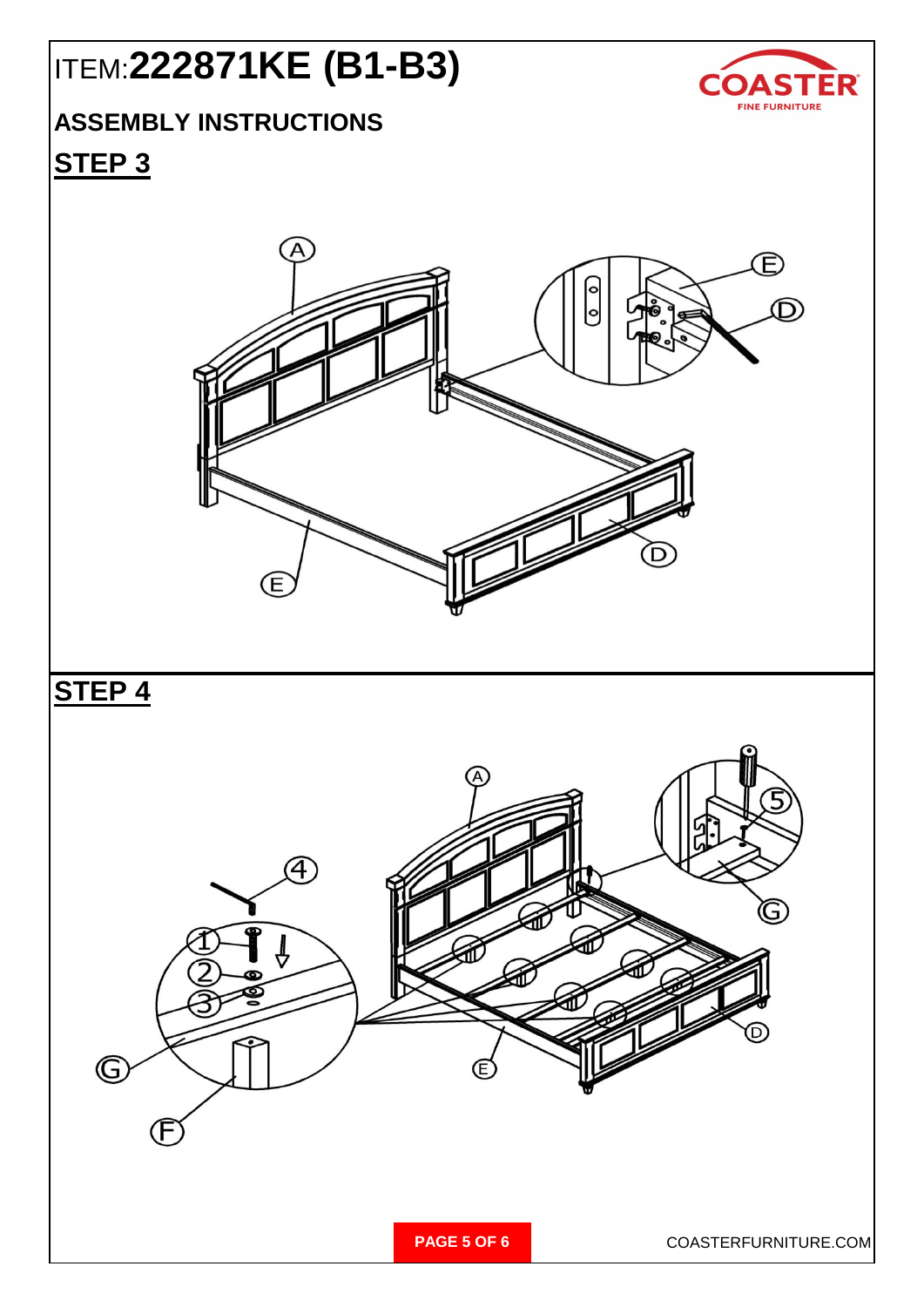# ITEM:**222871KE (B1-B3)**

## ASSEMBLY INSTRUCTIONS

## STEP 3

A

E

D

E

D

## STEP 4

A

5

4

1

2

3

G

G

E

D

F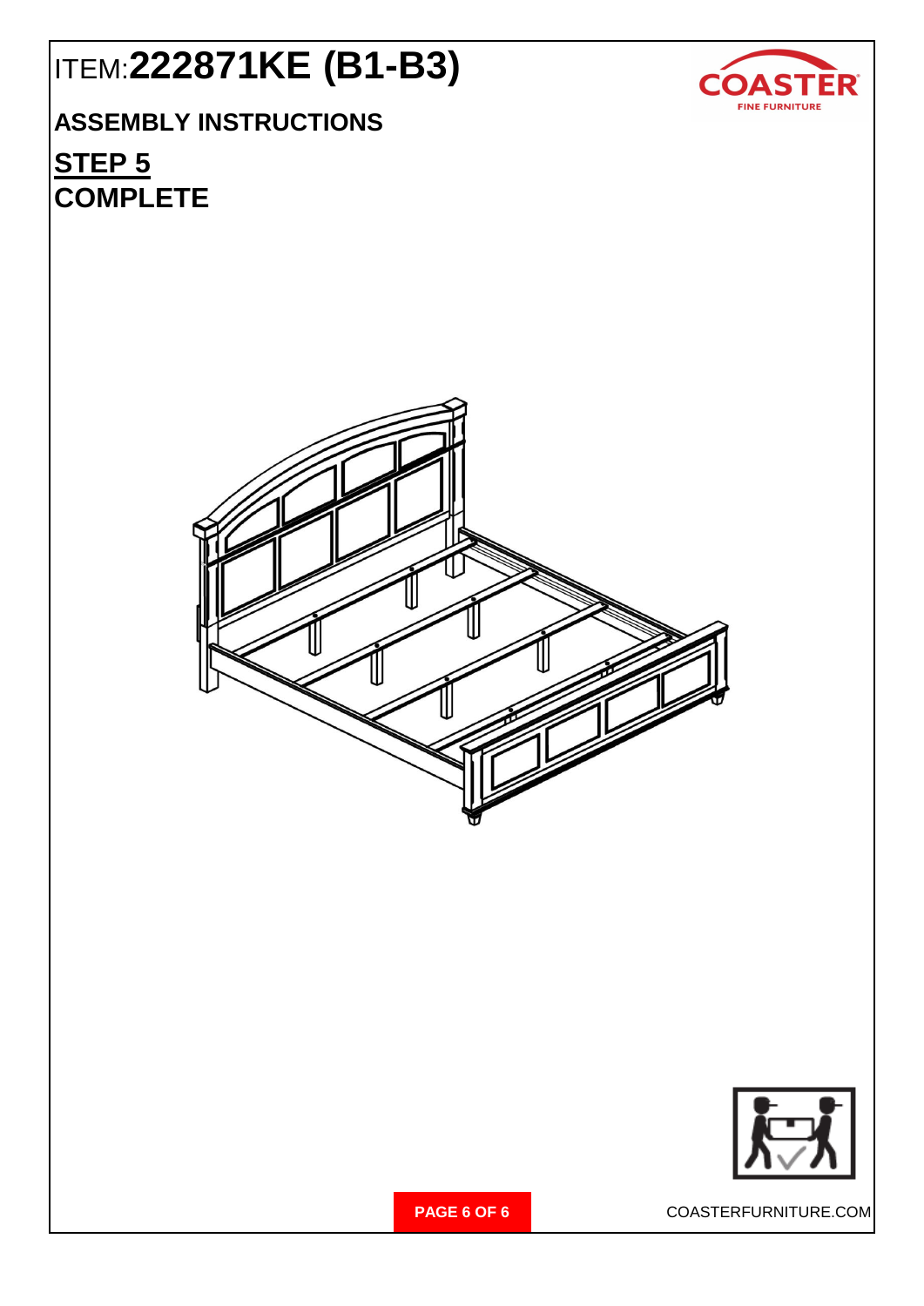# ITEM:222871KE (B1-B3)

## ASSEMBLY INSTRUCTIONS

## STEP 5

## COMPLETE

COASTERFURNITURE.COM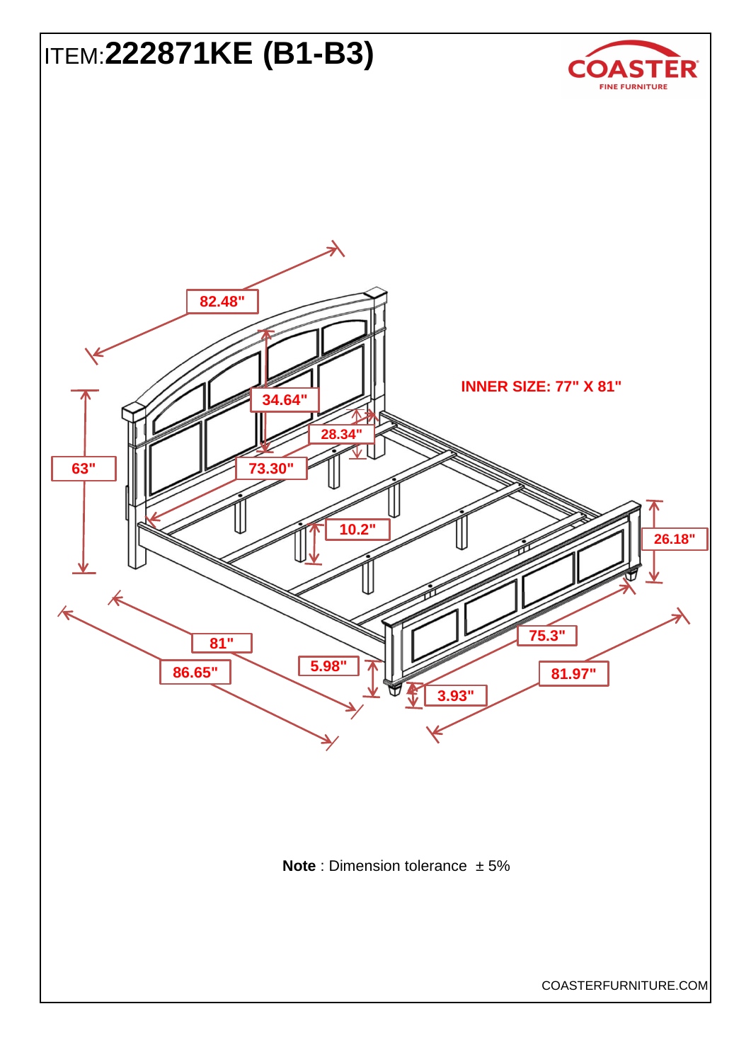# ITEM:222871KE (B1-B3)

COASTER FINE FURNITURE

82.48"

34.64"

63"

28.34"

73.30"

INNER SIZE: 77" X 81"

10.2"

26.18"

81"

86.65"

5.98"

3.93"

75.3"

81.97"

**Note** : Dimension tolerance ± 5%

COASTERFURNITURE.COM